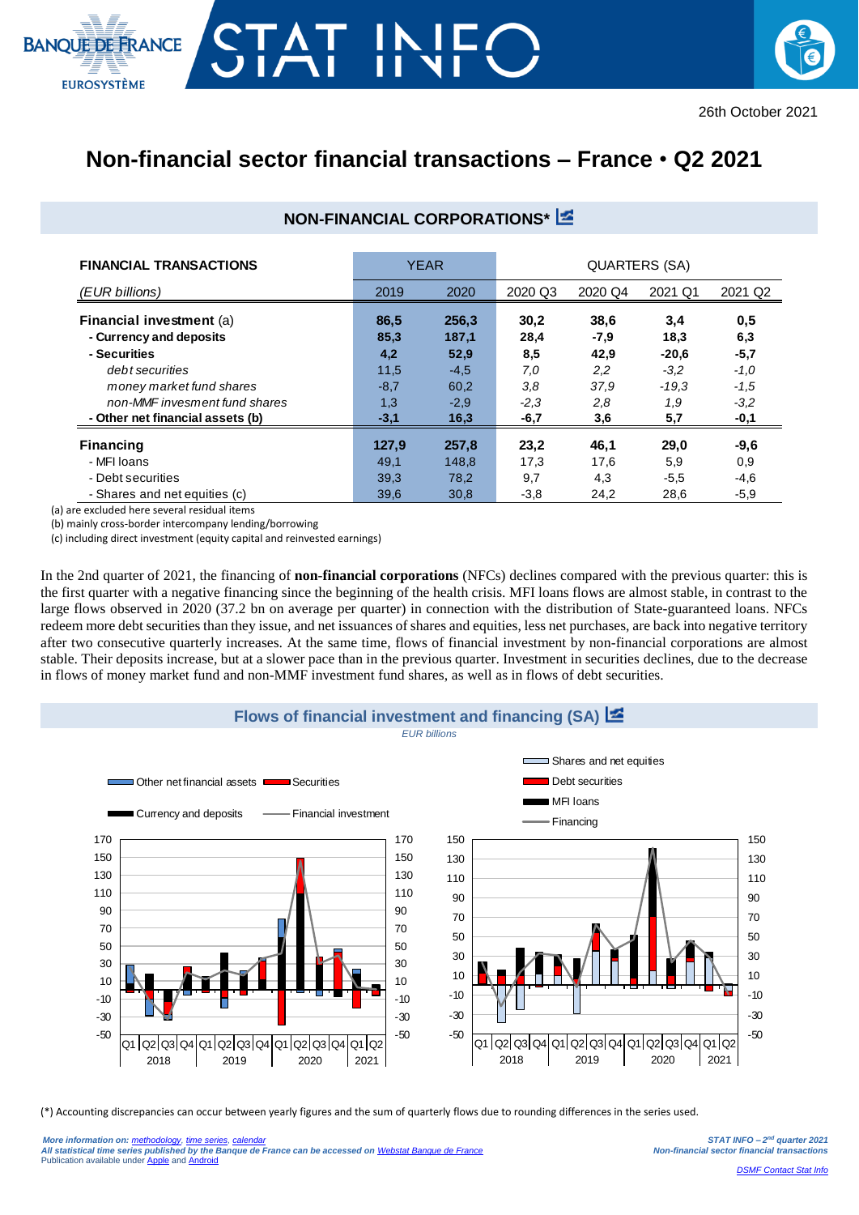26th October 2021

# Non-financial sector financial transactions – France • Q2 2021

## NON-FINANCIAL CORPORATIONS*

| FINANCIAL TRANSACTIONS | YEAR | | QUARTERS (SA) | | | |
|---|---|---|---|---|---|---|
| *(EUR billions)* | 2019 | 2020 | 2020 Q3 | 2020 Q4 | 2021 Q1 | 2021 Q2 |
| **Financial investment** (a) | **86,5** | **256,3** | **30,2** | **38,6** | **3,4** | **0,5** |
| **- Currency and deposits** | **85,3** | **187,1** | **28,4** | **-7,9** | **18,3** | **6,3** |
| **- Securities** | **4,2** | **52,9** | **8,5** | **42,9** | **-20,6** | **-5,7** |
| *debt securities* | 11,5 | -4,5 | *7,0* | *2,2* | *-3,2* | *-1,0* |
| *money market fund shares* | -8,7 | 60,2 | *3,8* | *37,9* | *-19,3* | *-1,5* |
| *non-MMF invesment fund shares* | 1,3 | -2,9 | *-2,3* | *2,8* | *1,9* | *-3,2* |
| **- Other net financial assets (b)** | **-3,1** | **16,3** | **-6,7** | **3,6** | **5,7** | **-0,1** |
| **Financing** | **127,9** | **257,8** | **23,2** | **46,1** | **29,0** | **-9,6** |
| - MFI loans | 49,1 | 148,8 | 17,3 | 17,6 | 5,9 | 0,9 |
| - Debt securities | 39,3 | 78,2 | 9,7 | 4,3 | -5,5 | -4,6 |
| - Shares and net equities (c) | 39,6 | 30,8 | -3,8 | 24,2 | 28,6 | -5,9 |

(a) are excluded here several residual items

(b) mainly cross-border intercompany lending/borrowing

(c) including direct investment (equity capital and reinvested earnings)

In the 2nd quarter of 2021, the financing of **non-financial corporations** (NFCs) declines compared with the previous quarter: this is the first quarter with a negative financing since the beginning of the health crisis. MFI loans flows are almost stable, in contrast to the large flows observed in 2020 (37.2 bn on average per quarter) in connection with the distribution of State-guaranteed loans. NFCs redeem more debt securities than they issue, and net issuances of shares and equities, less net purchases, are back into negative territory after two consecutive quarterly increases. At the same time, flows of financial investment by non-financial corporations are almost stable. Their deposits increase, but at a slower pace than in the previous quarter. Investment in securities declines, due to the decrease in flows of money market fund and non-MMF investment fund shares, as well as in flows of debt securities.

## Flows of financial investment and financing (SA)

*EUR billions*

(*) Accounting discrepancies can occur between yearly figures and the sum of quarterly flows due to rounding differences in the series used.

*More information on: methodology, time series, calendar*
*All statistical time series published by the Banque de France can be accessed on Webstat Banque de France*
Publication available under Apple and Android

DSMF Contact Stat Info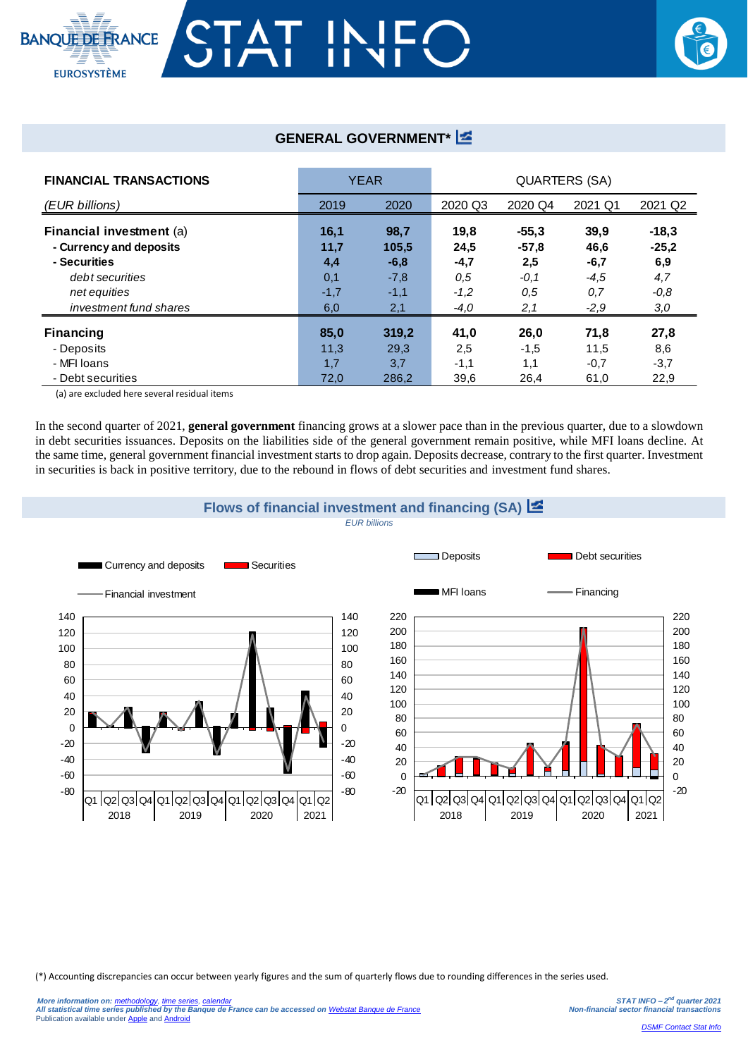## GENERAL GOVERNMENT*

| FINANCIAL TRANSACTIONS | YEAR | | QUARTERS (SA) | | | |
|---|---|---|---|---|---|---|
| *(EUR billions)* | 2019 | 2020 | 2020 Q3 | 2020 Q4 | 2021 Q1 | 2021 Q2 |
| **Financial investment** (a) | **16,1** | **98,7** | **19,8** | **-55,3** | **39,9** | **-18,3** |
| **- Currency and deposits** | **11,7** | **105,5** | **24,5** | **-57,8** | **46,6** | **-25,2** |
| **- Securities** | **4,4** | **-6,8** | **-4,7** | **2,5** | **-6,7** | **6,9** |
| *debt securities* | 0,1 | -7,8 | *0,5* | *-0,1* | *-4,5* | *4,7* |
| *net equities* | -1,7 | -1,1 | *-1,2* | *0,5* | *0,7* | *-0,8* |
| *investment fund shares* | 6,0 | 2,1 | *-4,0* | *2,1* | *-2,9* | *3,0* |
| **Financing** | **85,0** | **319,2** | **41,0** | **26,0** | **71,8** | **27,8** |
| - Deposits | 11,3 | 29,3 | 2,5 | -1,5 | 11,5 | 8,6 |
| - MFI loans | 1,7 | 3,7 | -1,1 | 1,1 | -0,7 | -3,7 |
| - Debt securities | 72,0 | 286,2 | 39,6 | 26,4 | 61,0 | 22,9 |

(a) are excluded here several residual items

In the second quarter of 2021, **general government** financing grows at a slower pace than in the previous quarter, due to a slowdown in debt securities issuances. Deposits on the liabilities side of the general government remain positive, while MFI loans decline. At the same time, general government financial investment starts to drop again. Deposits decrease, contrary to the first quarter. Investment in securities is back in positive territory, due to the rebound in flows of debt securities and investment fund shares.

## Flows of financial investment and financing (SA)

*EUR billions*

(*) Accounting discrepancies can occur between yearly figures and the sum of quarterly flows due to rounding differences in the series used.

*More information on: methodology, time series, calendar*
*All statistical time series published by the Banque de France can be accessed on Webstat Banque de France*
Publication available under Apple and Android

*STAT INFO – 2nd quarter 2021*
*Non-financial sector financial transactions*

*DSMF Contact Stat Info*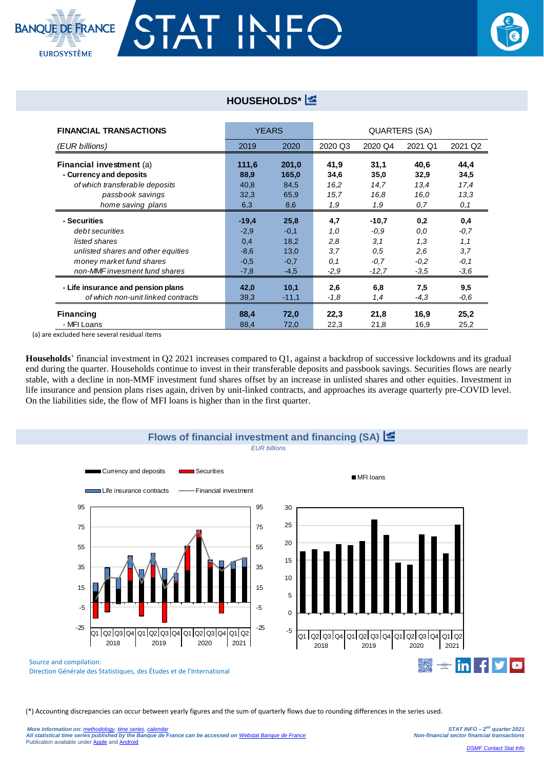## HOUSEHOLDS*

| FINANCIAL TRANSACTIONS | YEARS | | QUARTERS (SA) | | | |
|---|---|---|---|---|---|---|
| *(EUR billions)* | 2019 | 2020 | 2020 Q3 | 2020 Q4 | 2021 Q1 | 2021 Q2 |
| **Financial investment** (a) | **111,6** | **201,0** | **41,9** | **31,1** | **40,6** | **44,4** |
| **- Currency and deposits** | **88,9** | **165,0** | **34,6** | **35,0** | **32,9** | **34,5** |
| *of which transferable deposits* | 40,8 | 84,5 | *16,2* | *14,7* | *13,4* | *17,4* |
| *passbook savings* | 32,3 | 65,9 | *15,7* | *16,8* | *16,0* | *13,3* |
| *home saving plans* | 6,3 | 8,6 | *1,9* | *1,9* | *0,7* | *0,1* |
| **- Securities** | **-19,4** | **25,8** | **4,7** | **-10,7** | **0,2** | **0,4** |
| *debt securities* | -2,9 | -0,1 | *1,0* | *-0,9* | *0,0* | *-0,7* |
| *listed shares* | 0,4 | 18,2 | *2,8* | *3,1* | *1,3* | *1,1* |
| *unlisted shares and other equities* | -8,6 | 13,0 | *3,7* | *0,5* | *2,6* | *3,7* |
| *money market fund shares* | -0,5 | -0,7 | *0,1* | *-0,7* | *-0,2* | *-0,1* |
| *non-MMF invesment fund shares* | -7,8 | -4,5 | *-2,9* | *-12,7* | *-3,5* | *-3,6* |
| **- Life insurance and pension plans** | **42,0** | **10,1** | **2,6** | **6,8** | **7,5** | **9,5** |
| *of which non-unit linked contracts* | 39,3 | -11,1 | *-1,8* | *1,4* | *-4,3* | *-0,6* |
| **Financing** | **88,4** | **72,0** | **22,3** | **21,8** | **16,9** | **25,2** |
| - MFI Loans | 88,4 | 72,0 | 22,3 | 21,8 | 16,9 | 25,2 |

(a) are excluded here several residual items

**Households**' financial investment in Q2 2021 increases compared to Q1, against a backdrop of successive lockdowns and its gradual end during the quarter. Households continue to invest in their transferable deposits and passbook savings. Securities flows are nearly stable, with a decline in non-MMF investment fund shares offset by an increase in unlisted shares and other equities. Investment in life insurance and pension plans rises again, driven by unit-linked contracts, and approaches its average quarterly pre-COVID level. On the liabilities side, the flow of MFI loans is higher than in the first quarter.

## Flows of financial investment and financing (SA)

*EUR billions*

Currency and deposits
Securities
Life insurance contracts
Financial investment
95 75 55 35 15 -5 -25
Q1 Q2 Q3 Q4 Q1 Q2 Q3 Q4 Q1 Q2 Q3 Q4 Q1 Q2
2018 2019 2020 2021

MFI loans
30 25 20 15 10 5 0 -5
Q1 Q2 Q3 Q4 Q1 Q2 Q3 Q4 Q1 Q2 Q3 Q4 Q1 Q2
2018 2019 2020 2021

Source and compilation:
Direction Générale des Statistiques, des Études et de l'International

(*) Accounting discrepancies can occur between yearly figures and the sum of quarterly flows due to rounding differences in the series used.

*More information on: methodology, time series, calendar*
*All statistical time series published by the Banque de France can be accessed on Webstat Banque de France*
Publication available under Apple and Android

*STAT INFO – 2nd quarter 2021*
*Non-financial sector financial transactions*

*DSMF Contact Stat Info*